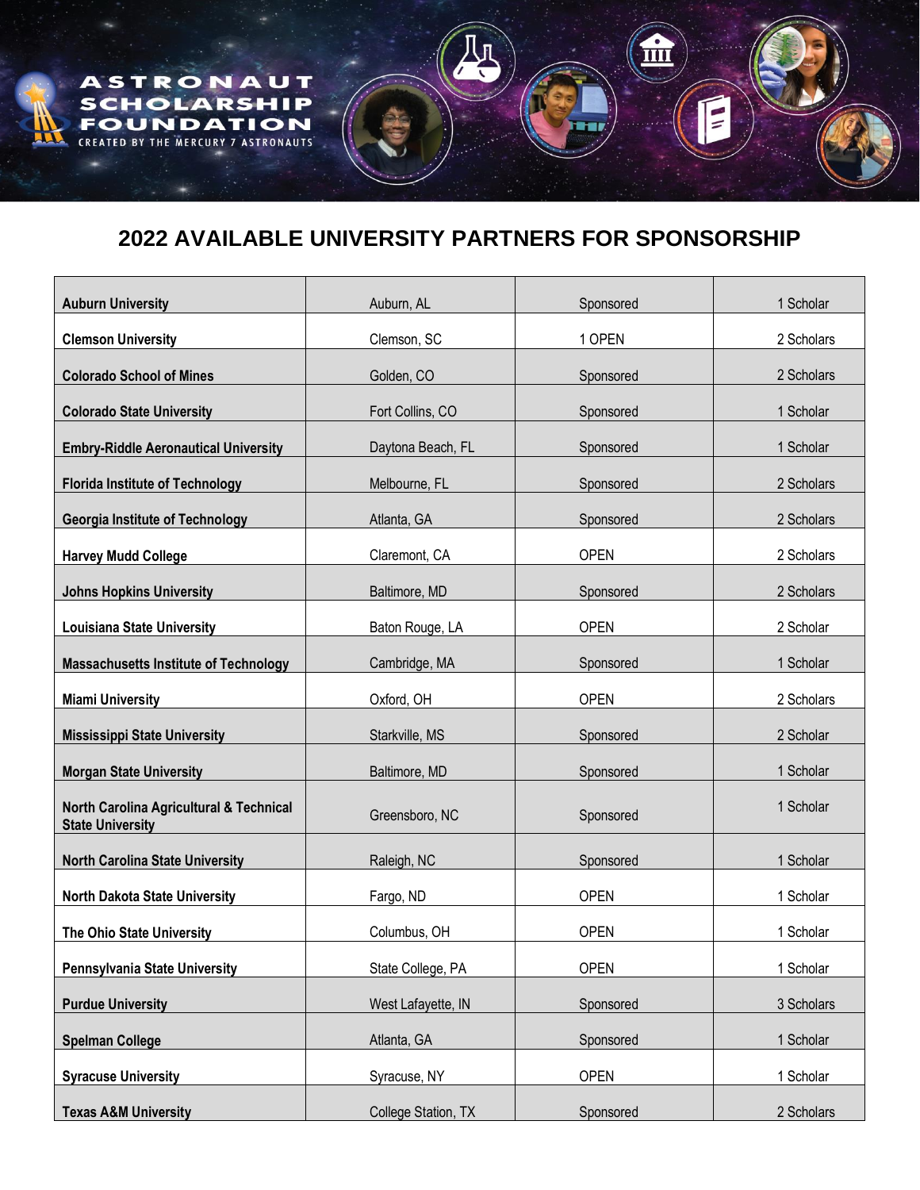ASTRONAUT SCHOLARSHIP FOUNDATION

CREATED BY THE MERCURY 7 ASTRONAUTS

# 2022 AVAILABLE UNIVERSITY PARTNERS FOR SPONSORSHIP

| | | | |
|---|---|---|---|
| **Auburn University** | Auburn, AL | Sponsored | 1 Scholar |
| **Clemson University** | Clemson, SC | 1 OPEN | 2 Scholars |
| **Colorado School of Mines** | Golden, CO | Sponsored | 2 Scholars |
| **Colorado State University** | Fort Collins, CO | Sponsored | 1 Scholar |
| **Embry-Riddle Aeronautical University** | Daytona Beach, FL | Sponsored | 1 Scholar |
| **Florida Institute of Technology** | Melbourne, FL | Sponsored | 2 Scholars |
| **Georgia Institute of Technology** | Atlanta, GA | Sponsored | 2 Scholars |
| **Harvey Mudd College** | Claremont, CA | OPEN | 2 Scholars |
| **Johns Hopkins University** | Baltimore, MD | Sponsored | 2 Scholars |
| **Louisiana State University** | Baton Rouge, LA | OPEN | 2 Scholar |
| **Massachusetts Institute of Technology** | Cambridge, MA | Sponsored | 1 Scholar |
| **Miami University** | Oxford, OH | OPEN | 2 Scholars |
| **Mississippi State University** | Starkville, MS | Sponsored | 2 Scholar |
| **Morgan State University** | Baltimore, MD | Sponsored | 1 Scholar |
| **North Carolina Agricultural & Technical State University** | Greensboro, NC | Sponsored | 1 Scholar |
| **North Carolina State University** | Raleigh, NC | Sponsored | 1 Scholar |
| **North Dakota State University** | Fargo, ND | OPEN | 1 Scholar |
| **The Ohio State University** | Columbus, OH | OPEN | 1 Scholar |
| **Pennsylvania State University** | State College, PA | OPEN | 1 Scholar |
| **Purdue University** | West Lafayette, IN | Sponsored | 3 Scholars |
| **Spelman College** | Atlanta, GA | Sponsored | 1 Scholar |
| **Syracuse University** | Syracuse, NY | OPEN | 1 Scholar |
| **Texas A&M University** | College Station, TX | Sponsored | 2 Scholars |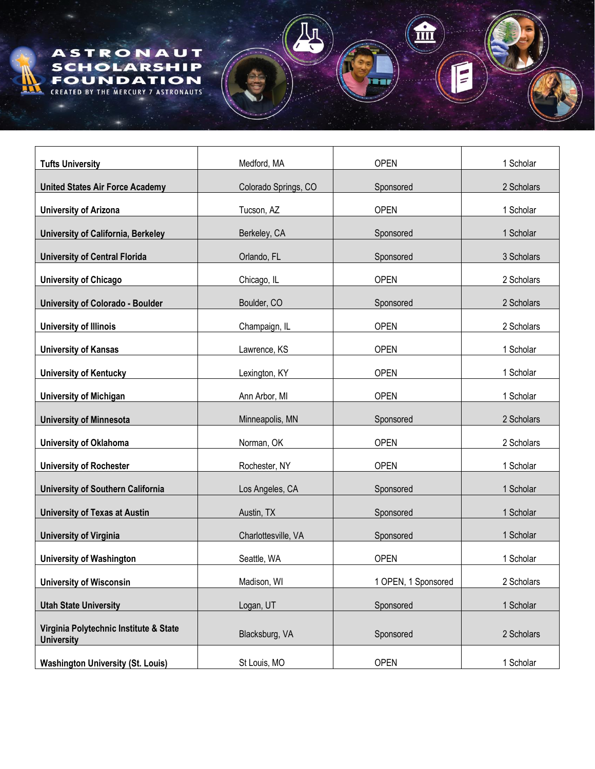| | | | |
|---|---|---|---|
| **Tufts University** | Medford, MA | OPEN | 1 Scholar |
| **United States Air Force Academy** | Colorado Springs, CO | Sponsored | 2 Scholars |
| **University of Arizona** | Tucson, AZ | OPEN | 1 Scholar |
| **University of California, Berkeley** | Berkeley, CA | Sponsored | 1 Scholar |
| **University of Central Florida** | Orlando, FL | Sponsored | 3 Scholars |
| **University of Chicago** | Chicago, IL | OPEN | 2 Scholars |
| **University of Colorado - Boulder** | Boulder, CO | Sponsored | 2 Scholars |
| **University of Illinois** | Champaign, IL | OPEN | 2 Scholars |
| **University of Kansas** | Lawrence, KS | OPEN | 1 Scholar |
| **University of Kentucky** | Lexington, KY | OPEN | 1 Scholar |
| **University of Michigan** | Ann Arbor, MI | OPEN | 1 Scholar |
| **University of Minnesota** | Minneapolis, MN | Sponsored | 2 Scholars |
| **University of Oklahoma** | Norman, OK | OPEN | 2 Scholars |
| **University of Rochester** | Rochester, NY | OPEN | 1 Scholar |
| **University of Southern California** | Los Angeles, CA | Sponsored | 1 Scholar |
| **University of Texas at Austin** | Austin, TX | Sponsored | 1 Scholar |
| **University of Virginia** | Charlottesville, VA | Sponsored | 1 Scholar |
| **University of Washington** | Seattle, WA | OPEN | 1 Scholar |
| **University of Wisconsin** | Madison, WI | 1 OPEN, 1 Sponsored | 2 Scholars |
| **Utah State University** | Logan, UT | Sponsored | 1 Scholar |
| **Virginia Polytechnic Institute & State University** | Blacksburg, VA | Sponsored | 2 Scholars |
| **Washington University (St. Louis)** | St Louis, MO | OPEN | 1 Scholar |